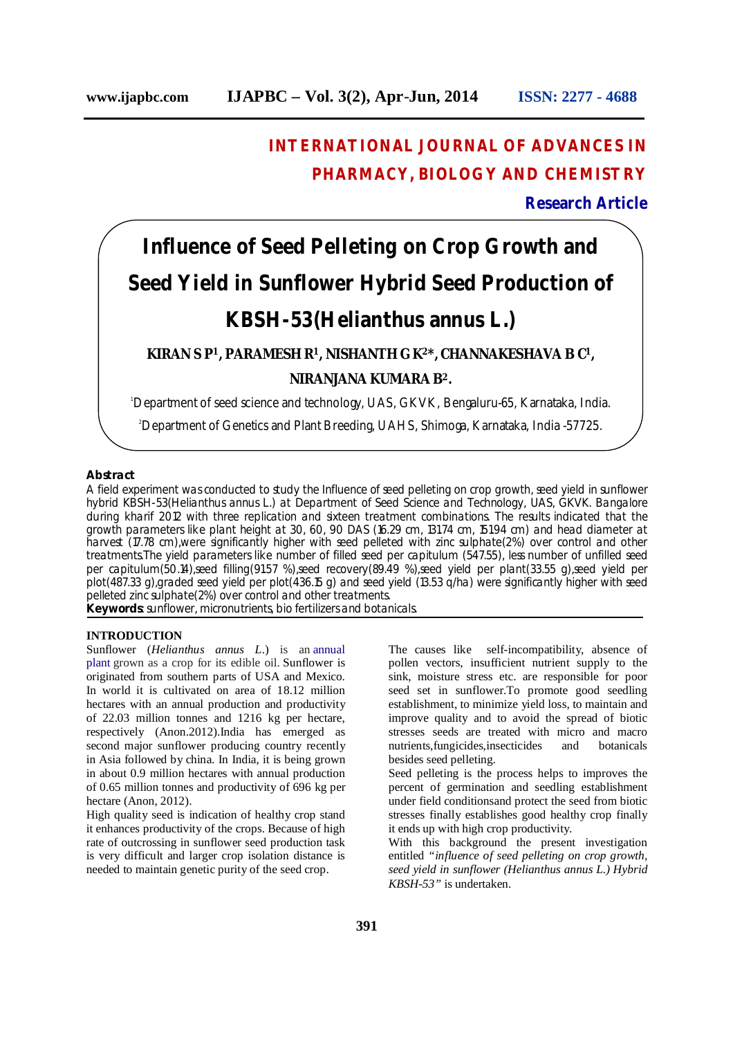INTERNATIONAL JOURNAL OF ADVANCES IN PHARMACY, BIOLOGY AND CHEMISTRY

**Research Article**

# Influence of Seed Pelleting on Crop Growth and Seed Yield in Sunflower Hybrid Seed Production of KBSH-53(Helianthus annus L.)

**KIRAN S P[1], PARAMESH R[1], NISHANTH G K[2]*, CHANNAKESHAVA B C[1], NIRANJANA KUMARA B[2].**

[1]Department of seed science and technology, UAS, GKVK, Bengaluru-65, Karnataka, India.

[2]Department of Genetics and Plant Breeding, UAHS, Shimoga, Karnataka, India -57725.

**Abstract**

A field experiment was conducted to study the Influence of seed pelleting on crop growth, seed yield in sunflower hybrid KBSH-53(Helianthus annus L.) at Department of Seed Science and Technology, UAS, GKVK. Bangalore during kharif 2012 with three replication and sixteen treatment combinations. The results indicated that the growth parameters like plant height at 30, 60, 90 DAS (16.29 cm, 131.74 cm, 151.94 cm) and head diameter at harvest (17.78 cm),were significantly higher with seed pelleted with zinc sulphate(2%) over control and other treatments.The yield parameters like number of filled seed per capitulum (547.55), less number of unfilled seed per capitulum(50.14),seed filling(91.57 %),seed recovery(89.49 %),seed yield per plant(33.55 g),seed yield per plot(487.33 g),graded seed yield per plot(436.15 g) and seed yield (13.53 q/ha) were significantly higher with seed pelleted zinc sulphate(2%) over control and other treatments.

**Keywords**: sunflower, micronutrients, bio fertilizers and botanicals.

## INTRODUCTION

Sunflower (*Helianthus annus L.*) is an annual plant grown as a crop for its edible oil. Sunflower is originated from southern parts of USA and Mexico. In world it is cultivated on area of 18.12 million hectares with an annual production and productivity of 22.03 million tonnes and 1216 kg per hectare, respectively (Anon.2012).India has emerged as second major sunflower producing country recently in Asia followed by china. In India, it is being grown in about 0.9 million hectares with annual production of 0.65 million tonnes and productivity of 696 kg per hectare (Anon, 2012).

High quality seed is indication of healthy crop stand it enhances productivity of the crops. Because of high rate of outcrossing in sunflower seed production task is very difficult and larger crop isolation distance is needed to maintain genetic purity of the seed crop.

The causes like self-incompatibility, absence of pollen vectors, insufficient nutrient supply to the sink, moisture stress etc. are responsible for poor seed set in sunflower.To promote good seedling establishment, to minimize yield loss, to maintain and improve quality and to avoid the spread of biotic stresses seeds are treated with micro and macro nutrients,fungicides,insecticides and botanicals besides seed pelleting.

Seed pelleting is the process helps to improves the percent of germination and seedling establishment under field conditionsand protect the seed from biotic stresses finally establishes good healthy crop finally it ends up with high crop productivity.

With this background the present investigation entitled *"influence of seed pelleting on crop growth, seed yield in sunflower (Helianthus annus L.) Hybrid KBSH-53"* is undertaken.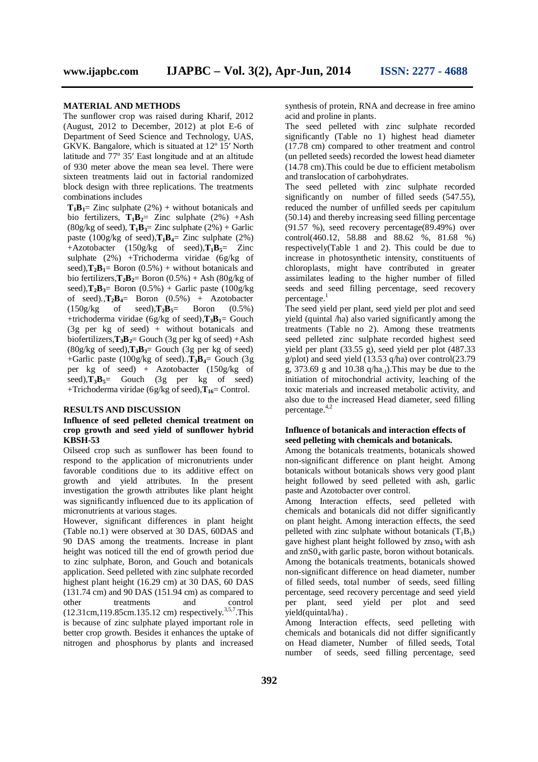## MATERIAL AND METHODS

The sunflower crop was raised during Kharif, 2012 (August, 2012 to December, 2012) at plot E-6 of Department of Seed Science and Technology, UAS, GKVK. Bangalore, which is situated at 12º 15′ North latitude and 77º 35′ East longitude and at an altitude of 930 meter above the mean sea level. There were sixteen treatments laid out in factorial randomized block design with three replications. The treatments combinations includes

**$T_1B_1$**= Zinc sulphate (2%) + without botanicals and bio fertilizers, **$T_1B_2$**= Zinc sulphate (2%) +Ash (80g/kg of seed), **$T_1B_3$**= Zinc sulphate (2%) + Garlic paste (100g/kg of seed),**$T_1B_4$**= Zinc sulphate (2%) +Azotobacter (150g/kg of seed),**$T_1B_5$**= Zinc sulphate (2%) +Trichoderma viridae (6g/kg of seed),**$T_2B_1$**= Boron (0.5%) + without botanicals and bio fertilizers,**$T_2B_2$**= Boron (0.5%) + Ash (80g/kg of seed),**$T_2B_3$**= Boron (0.5%) + Garlic paste (100g/kg of seed).,**$T_2B_4$**= Boron (0.5%) + Azotobacter (150g/kg of seed),**$T_2B_5$**= Boron (0.5%) +trichoderma viridae (6g/kg of seed),**$T_3B_1$**= Gouch (3g per kg of seed) + without botanicals and biofertilizers,**$T_3B_2$**= Gouch (3g per kg of seed) +Ash (80g/kg of seed),**$T_3B_3$**= Gouch (3g per kg of seed) +Garlic paste (100g/kg of seed).,**$T_3B_4$**= Gouch (3g per kg of seed) + Azotobacter (150g/kg of seed),**$T_3B_5$**= Gouch (3g per kg of seed) +Trichoderma viridae (6g/kg of seed),**$T_{16}$**= Control.

## RESULTS AND DISCUSSION

### Influence of seed pelleted chemical treatment on crop growth and seed yield of sunflower hybrid KBSH-53

Oilseed crop such as sunflower has been found to respond to the application of micronutrients under favorable conditions due to its additive effect on growth and yield attributes. In the present investigation the growth attributes like plant height was significantly influenced due to its application of micronutrients at various stages.

However, significant differences in plant height (Table no.1) were observed at 30 DAS, 60DAS and 90 DAS among the treatments. Increase in plant height was noticed till the end of growth period due to zinc sulphate, Boron, and Gouch and botanicals application. Seed pelleted with zinc sulphate recorded highest plant height (16.29 cm) at 30 DAS, 60 DAS (131.74 cm) and 90 DAS (151.94 cm) as compared to other treatments and control (12.31cm,119.85cm.135.12 cm) respectively.[3,5,7].This is because of zinc sulphate played important role in better crop growth. Besides it enhances the uptake of nitrogen and phosphorus by plants and increased synthesis of protein, RNA and decrease in free amino acid and proline in plants.

The seed pelleted with zinc sulphate recorded significantly (Table no 1) highest head diameter (17.78 cm) compared to other treatment and control (un pelleted seeds) recorded the lowest head diameter (14.78 cm).This could be due to efficient metabolism and translocation of carbohydrates.

The seed pelleted with zinc sulphate recorded significantly on number of filled seeds (547.55), reduced the number of unfilled seeds per capitulum (50.14) and thereby increasing seed filling percentage (91.57 %), seed recovery percentage(89.49%) over control(460.12, 58.88 and 88.62 %, 81.68 %) respectively(Table 1 and 2). This could be due to increase in photosynthetic intensity, constituents of chloroplasts, might have contributed in greater assimilates leading to the higher number of filled seeds and seed filling percentage, seed recovery percentage.[1]

The seed yield per plant, seed yield per plot and seed yield (quintal /ha) also varied significantly among the treatments (Table no 2). Among these treatments seed pelleted zinc sulphate recorded highest seed yield per plant (33.55 g), seed yield per plot (487.33 g/plot) and seed yield (13.53 q/ha) over control(23.79 g, 373.69 g and 10.38 q/$ha_{-1}$).This may be due to the initiation of mitochondrial activity, leaching of the toxic materials and increased metabolic activity, and also due to the increased Head diameter, seed filling percentage.[4,2]

### Influence of botanicals and interaction effects of seed pelleting with chemicals and botanicals.

Among the botanicals treatments, botanicals showed non-significant difference on plant height. Among botanicals without botanicals shows very good plant height followed by seed pelleted with ash, garlic paste and Azotobacter over control.

Among Interaction effects, seed pelleted with chemicals and botanicals did not differ significantly on plant height. Among interaction effects, the seed pelleted with zinc sulphate without botanicals ($T_1B_1$) gave highest plant height followed by $znso_4$ with ash and $znS0_4$ with garlic paste, boron without botanicals.

Among the botanicals treatments, botanicals showed non-significant difference on head diameter, number of filled seeds, total number of seeds, seed filling percentage, seed recovery percentage and seed yield per plant, seed yield per plot and seed yield(quintal/ha) .

Among Interaction effects, seed pelleting with chemicals and botanicals did not differ significantly on Head diameter, Number of filled seeds, Total number of seeds, seed filling percentage, seed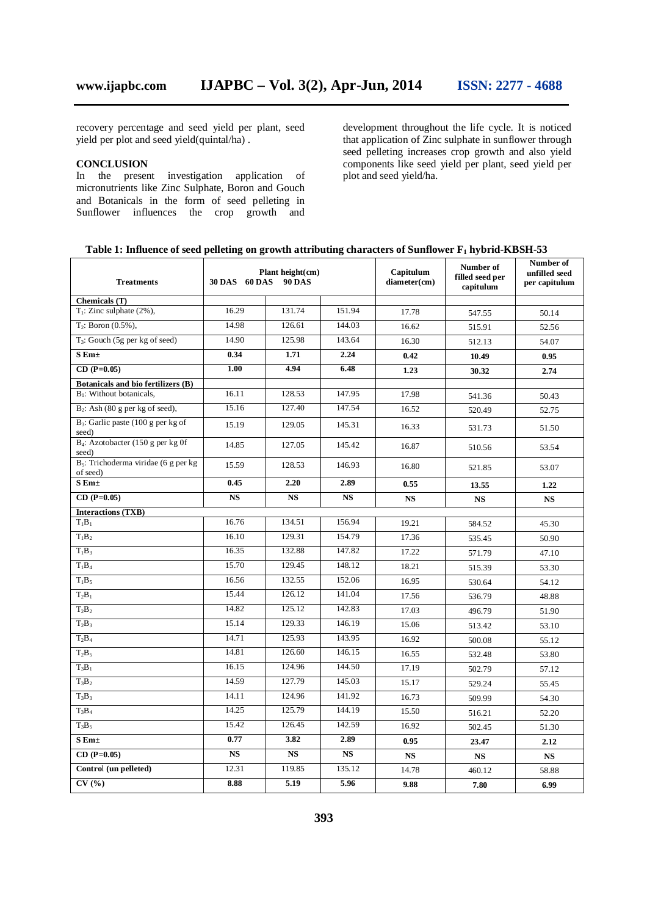recovery percentage and seed yield per plant, seed yield per plot and seed yield(quintal/ha) .

## CONCLUSION

In the present investigation application of micronutrients like Zinc Sulphate, Boron and Gouch and Botanicals in the form of seed pelleting in Sunflower influences the crop growth and development throughout the life cycle. It is noticed that application of Zinc sulphate in sunflower through seed pelleting increases crop growth and also yield components like seed yield per plant, seed yield per plot and seed yield/ha.

**Table 1: Influence of seed pelleting on growth attributing characters of Sunflower $F_1$ hybrid-KBSH-53**

| Treatments | Plant height(cm) | | | Capitulum diameter(cm) | Number of filled seed per capitulum | Number of unfilled seed per capitulum |
|---|---|---|---|---|---|---|
| | 30 DAS | 60 DAS | 90 DAS | | | |
| **Chemicals (T)** | | | | | | |
| $T_1$: Zinc sulphate (2%), | 16.29 | 131.74 | 151.94 | 17.78 | 547.55 | 50.14 |
| $T_2$: Boron (0.5%), | 14.98 | 126.61 | 144.03 | 16.62 | 515.91 | 52.56 |
| $T_3$: Gouch (5g per kg of seed) | 14.90 | 125.98 | 143.64 | 16.30 | 512.13 | 54.07 |
| **S Em±** | **0.34** | **1.71** | **2.24** | **0.42** | **10.49** | **0.95** |
| **CD (P=0.05)** | **1.00** | **4.94** | **6.48** | **1.23** | **30.32** | **2.74** |
| **Botanicals and bio fertilizers (B)** | | | | | | |
| $B_1$: Without botanicals, | 16.11 | 128.53 | 147.95 | 17.98 | 541.36 | 50.43 |
| $B_2$: Ash (80 g per kg of seed), | 15.16 | 127.40 | 147.54 | 16.52 | 520.49 | 52.75 |
| $B_3$: Garlic paste (100 g per kg of seed) | 15.19 | 129.05 | 145.31 | 16.33 | 531.73 | 51.50 |
| $B_4$: Azotobacter (150 g per kg 0f seed) | 14.85 | 127.05 | 145.42 | 16.87 | 510.56 | 53.54 |
| $B_5$: Trichoderma viridae (6 g per kg of seed) | 15.59 | 128.53 | 146.93 | 16.80 | 521.85 | 53.07 |
| **S Em±** | **0.45** | **2.20** | **2.89** | **0.55** | **13.55** | **1.22** |
| **CD (P=0.05)** | **NS** | **NS** | **NS** | **NS** | **NS** | **NS** |
| **Interactions (TXB)** | | | | | | |
| $T_1B_1$ | 16.76 | 134.51 | 156.94 | 19.21 | 584.52 | 45.30 |
| $T_1B_2$ | 16.10 | 129.31 | 154.79 | 17.36 | 535.45 | 50.90 |
| $T_1B_3$ | 16.35 | 132.88 | 147.82 | 17.22 | 571.79 | 47.10 |
| $T_1B_4$ | 15.70 | 129.45 | 148.12 | 18.21 | 515.39 | 53.30 |
| $T_1B_5$ | 16.56 | 132.55 | 152.06 | 16.95 | 530.64 | 54.12 |
| $T_2B_1$ | 15.44 | 126.12 | 141.04 | 17.56 | 536.79 | 48.88 |
| $T_2B_2$ | 14.82 | 125.12 | 142.83 | 17.03 | 496.79 | 51.90 |
| $T_2B_3$ | 15.14 | 129.33 | 146.19 | 15.06 | 513.42 | 53.10 |
| $T_2B_4$ | 14.71 | 125.93 | 143.95 | 16.92 | 500.08 | 55.12 |
| $T_2B_5$ | 14.81 | 126.60 | 146.15 | 16.55 | 532.48 | 53.80 |
| $T_3B_1$ | 16.15 | 124.96 | 144.50 | 17.19 | 502.79 | 57.12 |
| $T_3B_2$ | 14.59 | 127.79 | 145.03 | 15.17 | 529.24 | 55.45 |
| $T_3B_3$ | 14.11 | 124.96 | 141.92 | 16.73 | 509.99 | 54.30 |
| $T_3B_4$ | 14.25 | 125.79 | 144.19 | 15.50 | 516.21 | 52.20 |
| $T_3B_5$ | 15.42 | 126.45 | 142.59 | 16.92 | 502.45 | 51.30 |
| **S Em±** | **0.77** | **3.82** | **2.89** | **0.95** | **23.47** | **2.12** |
| **CD (P=0.05)** | **NS** | **NS** | **NS** | **NS** | **NS** | **NS** |
| **Control (un pelleted)** | 12.31 | 119.85 | 135.12 | 14.78 | 460.12 | 58.88 |
| **CV (%)** | **8.88** | **5.19** | **5.96** | **9.88** | **7.80** | **6.99** |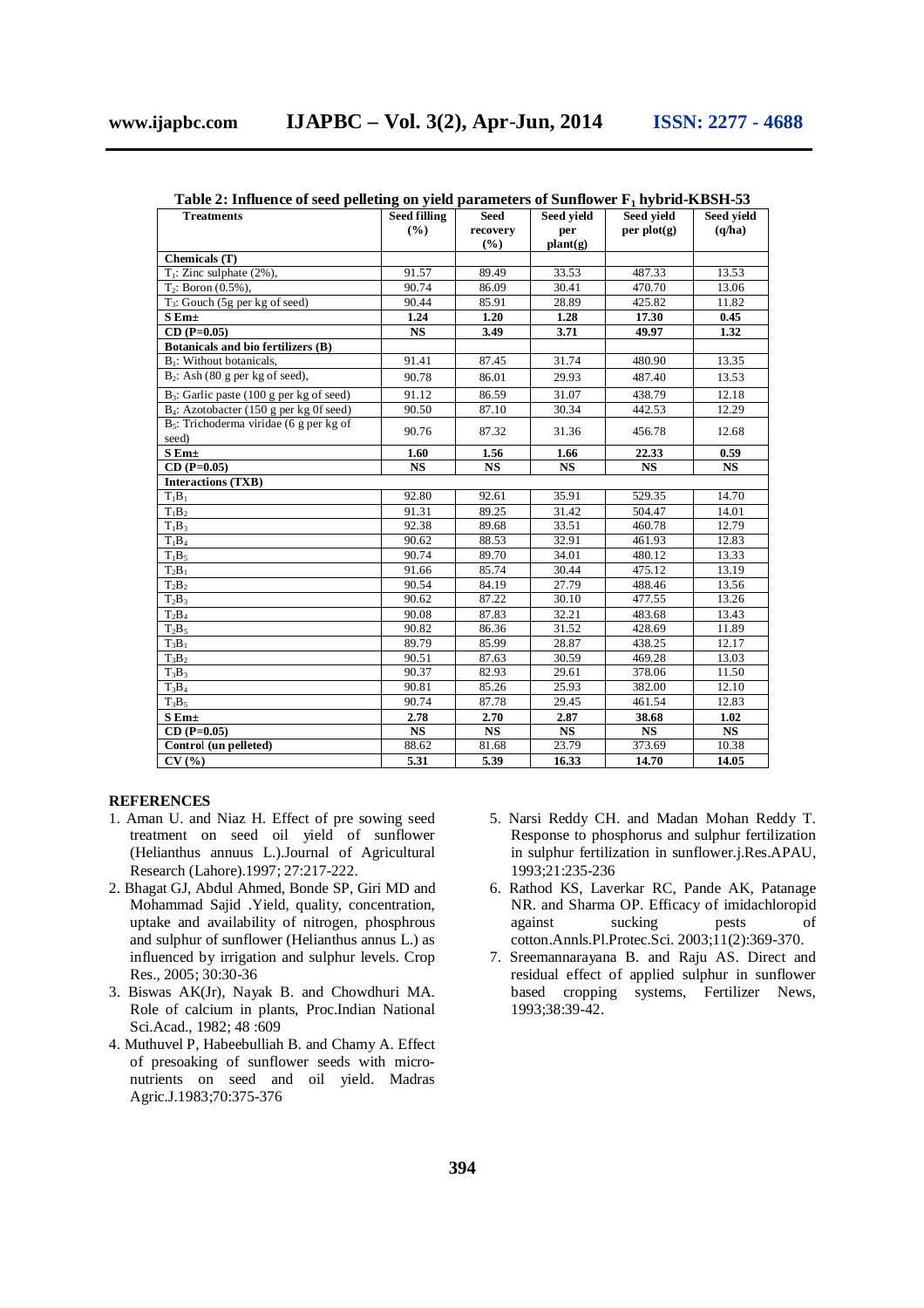**Table 2: Influence of seed pelleting on yield parameters of Sunflower $F_1$ hybrid-KBSH-53**

| Treatments | Seed filling (%) | Seed recovery (%) | Seed yield per plant(g) | Seed yield per plot(g) | Seed yield (q/ha) |
|---|---|---|---|---|---|
| **Chemicals (T)** | | | | | |
| $T_1$: Zinc sulphate (2%), | 91.57 | 89.49 | 33.53 | 487.33 | 13.53 |
| $T_2$: Boron (0.5%), | 90.74 | 86.09 | 30.41 | 470.70 | 13.06 |
| $T_3$: Gouch (5g per kg of seed) | 90.44 | 85.91 | 28.89 | 425.82 | 11.82 |
| **S Em±** | **1.24** | **1.20** | **1.28** | **17.30** | **0.45** |
| **CD (P=0.05)** | **NS** | **3.49** | **3.71** | **49.97** | **1.32** |
| **Botanicals and bio fertilizers (B)** | | | | | |
| $B_1$: Without botanicals, | 91.41 | 87.45 | 31.74 | 480.90 | 13.35 |
| $B_2$: Ash (80 g per kg of seed), | 90.78 | 86.01 | 29.93 | 487.40 | 13.53 |
| $B_3$: Garlic paste (100 g per kg of seed) | 91.12 | 86.59 | 31.07 | 438.79 | 12.18 |
| $B_4$: Azotobacter (150 g per kg 0f seed) | 90.50 | 87.10 | 30.34 | 442.53 | 12.29 |
| $B_5$: Trichoderma viridae (6 g per kg of seed) | 90.76 | 87.32 | 31.36 | 456.78 | 12.68 |
| **S Em±** | **1.60** | **1.56** | **1.66** | **22.33** | **0.59** |
| **CD (P=0.05)** | **NS** | **NS** | **NS** | **NS** | **NS** |
| **Interactions (TXB)** | | | | | |
| $T_1B_1$ | 92.80 | 92.61 | 35.91 | 529.35 | 14.70 |
| $T_1B_2$ | 91.31 | 89.25 | 31.42 | 504.47 | 14.01 |
| $T_1B_3$ | 92.38 | 89.68 | 33.51 | 460.78 | 12.79 |
| $T_1B_4$ | 90.62 | 88.53 | 32.91 | 461.93 | 12.83 |
| $T_1B_5$ | 90.74 | 89.70 | 34.01 | 480.12 | 13.33 |
| $T_2B_1$ | 91.66 | 85.74 | 30.44 | 475.12 | 13.19 |
| $T_2B_2$ | 90.54 | 84.19 | 27.79 | 488.46 | 13.56 |
| $T_2B_3$ | 90.62 | 87.22 | 30.10 | 477.55 | 13.26 |
| $T_2B_4$ | 90.08 | 87.83 | 32.21 | 483.68 | 13.43 |
| $T_2B_5$ | 90.82 | 86.36 | 31.52 | 428.69 | 11.89 |
| $T_3B_1$ | 89.79 | 85.99 | 28.87 | 438.25 | 12.17 |
| $T_3B_2$ | 90.51 | 87.63 | 30.59 | 469.28 | 13.03 |
| $T_3B_3$ | 90.37 | 82.93 | 29.61 | 378.06 | 11.50 |
| $T_3B_4$ | 90.81 | 85.26 | 25.93 | 382.00 | 12.10 |
| $T_3B_5$ | 90.74 | 87.78 | 29.45 | 461.54 | 12.83 |
| **S Em±** | **2.78** | **2.70** | **2.87** | **38.68** | **1.02** |
| **CD (P=0.05)** | **NS** | **NS** | **NS** | **NS** | **NS** |
| **Control (un pelleted)** | 88.62 | 81.68 | 23.79 | 373.69 | 10.38 |
| **CV (%)** | **5.31** | **5.39** | **16.33** | **14.70** | **14.05** |

## REFERENCES

1. Aman U. and Niaz H. Effect of pre sowing seed treatment on seed oil yield of sunflower (Helianthus annuus L.).Journal of Agricultural Research (Lahore).1997; 27:217-222.
2. Bhagat GJ, Abdul Ahmed, Bonde SP, Giri MD and Mohammad Sajid .Yield, quality, concentration, uptake and availability of nitrogen, phosphrous and sulphur of sunflower (Helianthus annus L.) as influenced by irrigation and sulphur levels. Crop Res., 2005; 30:30-36
3. Biswas AK(Jr), Nayak B. and Chowdhuri MA. Role of calcium in plants, Proc.Indian National Sci.Acad., 1982; 48 :609
4. Muthuvel P, Habeebulliah B. and Chamy A. Effect of presoaking of sunflower seeds with micro-nutrients on seed and oil yield. Madras Agric.J.1983;70:375-376
5. Narsi Reddy CH. and Madan Mohan Reddy T. Response to phosphorus and sulphur fertilization in sulphur fertilization in sunflower.j.Res.APAU, 1993;21:235-236
6. Rathod KS, Laverkar RC, Pande AK, Patanage NR. and Sharma OP. Efficacy of imidachloropid against sucking pests of cotton.Annls.Pl.Protec.Sci. 2003;11(2):369-370.
7. Sreemannarayana B. and Raju AS. Direct and residual effect of applied sulphur in sunflower based cropping systems, Fertilizer News, 1993;38:39-42.